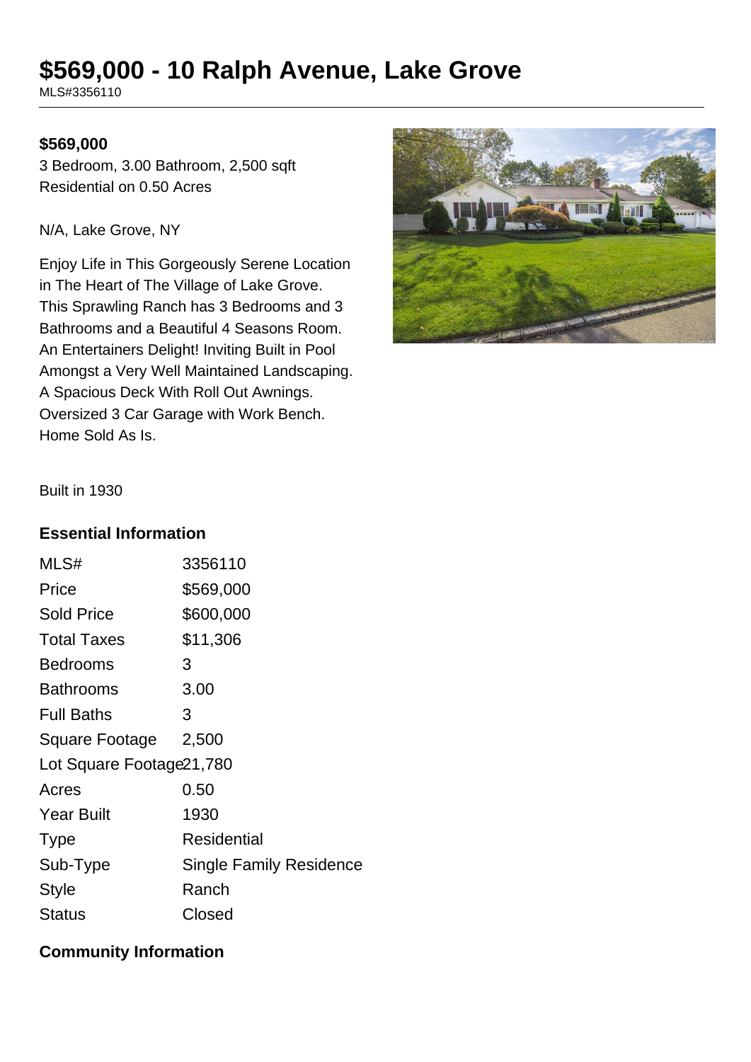# $569,000 - 10 Ralph Avenue, Lake Grove

MLS#3356110

**$569,000**

3 Bedroom, 3.00 Bathroom, 2,500 sqft
Residential on 0.50 Acres

N/A, Lake Grove, NY

Enjoy Life in This Gorgeously Serene Location in The Heart of The Village of Lake Grove. This Sprawling Ranch has 3 Bedrooms and 3 Bathrooms and a Beautiful 4 Seasons Room. An Entertainers Delight! Inviting Built in Pool Amongst a Very Well Maintained Landscaping. A Spacious Deck With Roll Out Awnings. Oversized 3 Car Garage with Work Bench. Home Sold As Is.

Built in 1930

## Essential Information

| | |
|---|---|
| MLS# | 3356110 |
| Price | $569,000 |
| Sold Price | $600,000 |
| Total Taxes | $11,306 |
| Bedrooms | 3 |
| Bathrooms | 3.00 |
| Full Baths | 3 |
| Square Footage | 2,500 |
| Lot Square Footage | 21,780 |
| Acres | 0.50 |
| Year Built | 1930 |
| Type | Residential |
| Sub-Type | Single Family Residence |
| Style | Ranch |
| Status | Closed |

## Community Information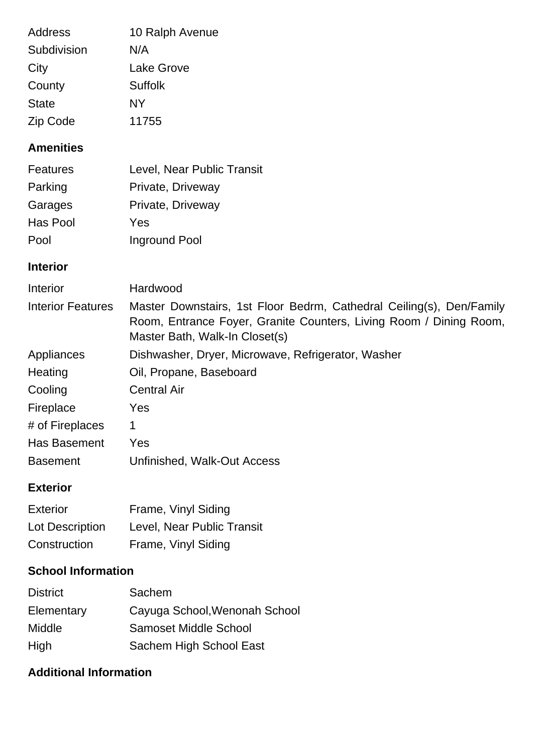| | |
|---|---|
| Address | 10 Ralph Avenue |
| Subdivision | N/A |
| City | Lake Grove |
| County | Suffolk |
| State | NY |
| Zip Code | 11755 |

### Amenities

| | |
|---|---|
| Features | Level, Near Public Transit |
| Parking | Private, Driveway |
| Garages | Private, Driveway |
| Has Pool | Yes |
| Pool | Inground Pool |

### Interior

| | |
|---|---|
| Interior | Hardwood |
| Interior Features | Master Downstairs, 1st Floor Bedrm, Cathedral Ceiling(s), Den/Family Room, Entrance Foyer, Granite Counters, Living Room / Dining Room, Master Bath, Walk-In Closet(s) |
| Appliances | Dishwasher, Dryer, Microwave, Refrigerator, Washer |
| Heating | Oil, Propane, Baseboard |
| Cooling | Central Air |
| Fireplace | Yes |
| # of Fireplaces | 1 |
| Has Basement | Yes |
| Basement | Unfinished, Walk-Out Access |

### Exterior

| | |
|---|---|
| Exterior | Frame, Vinyl Siding |
| Lot Description | Level, Near Public Transit |
| Construction | Frame, Vinyl Siding |

### School Information

| | |
|---|---|
| District | Sachem |
| Elementary | Cayuga School,Wenonah School |
| Middle | Samoset Middle School |
| High | Sachem High School East |

### Additional Information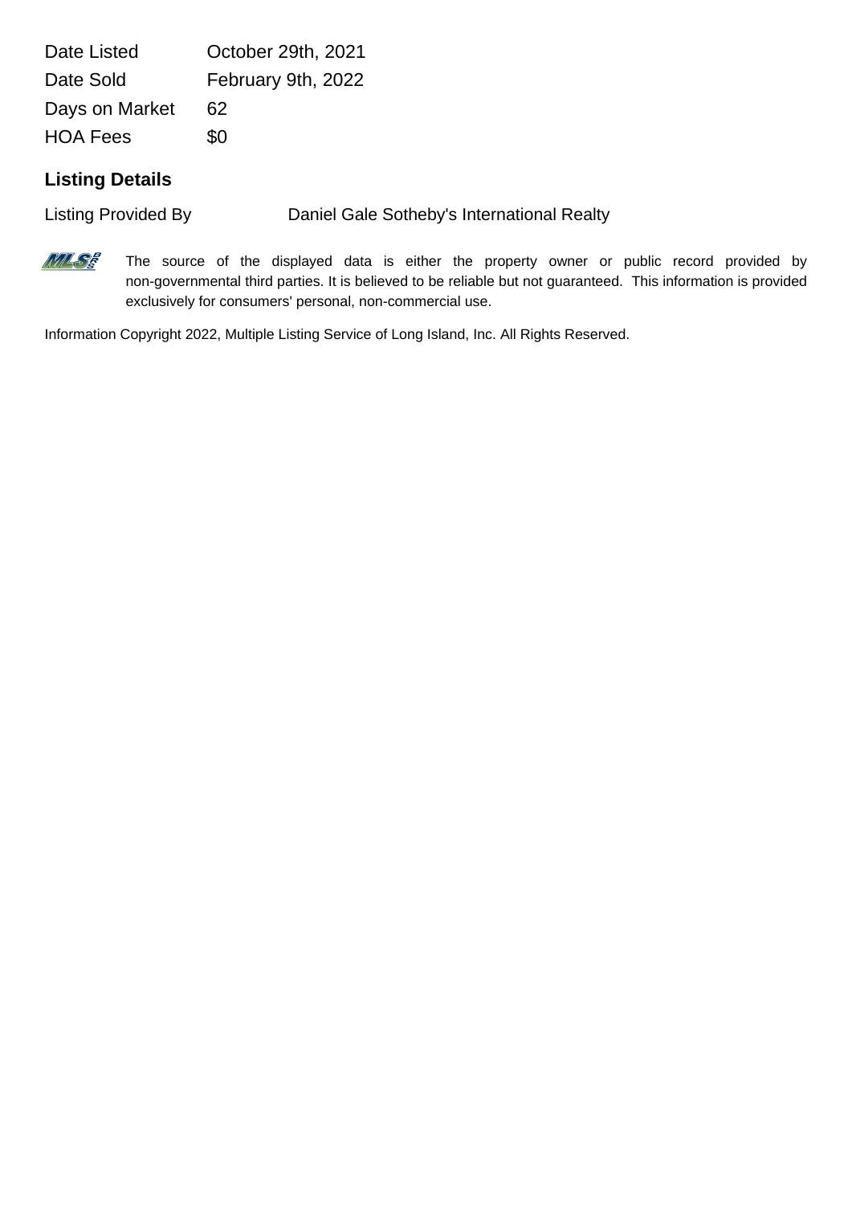| | |
|---|---|
| Date Listed | October 29th, 2021 |
| Date Sold | February 9th, 2022 |
| Days on Market | 62 |
| HOA Fees | $0 |

### Listing Details

| | |
|---|---|
| Listing Provided By | Daniel Gale Sotheby's International Realty |

The source of the displayed data is either the property owner or public record provided by non-governmental third parties. It is believed to be reliable but not guaranteed. This information is provided exclusively for consumers' personal, non-commercial use.

Information Copyright 2022, Multiple Listing Service of Long Island, Inc. All Rights Reserved.